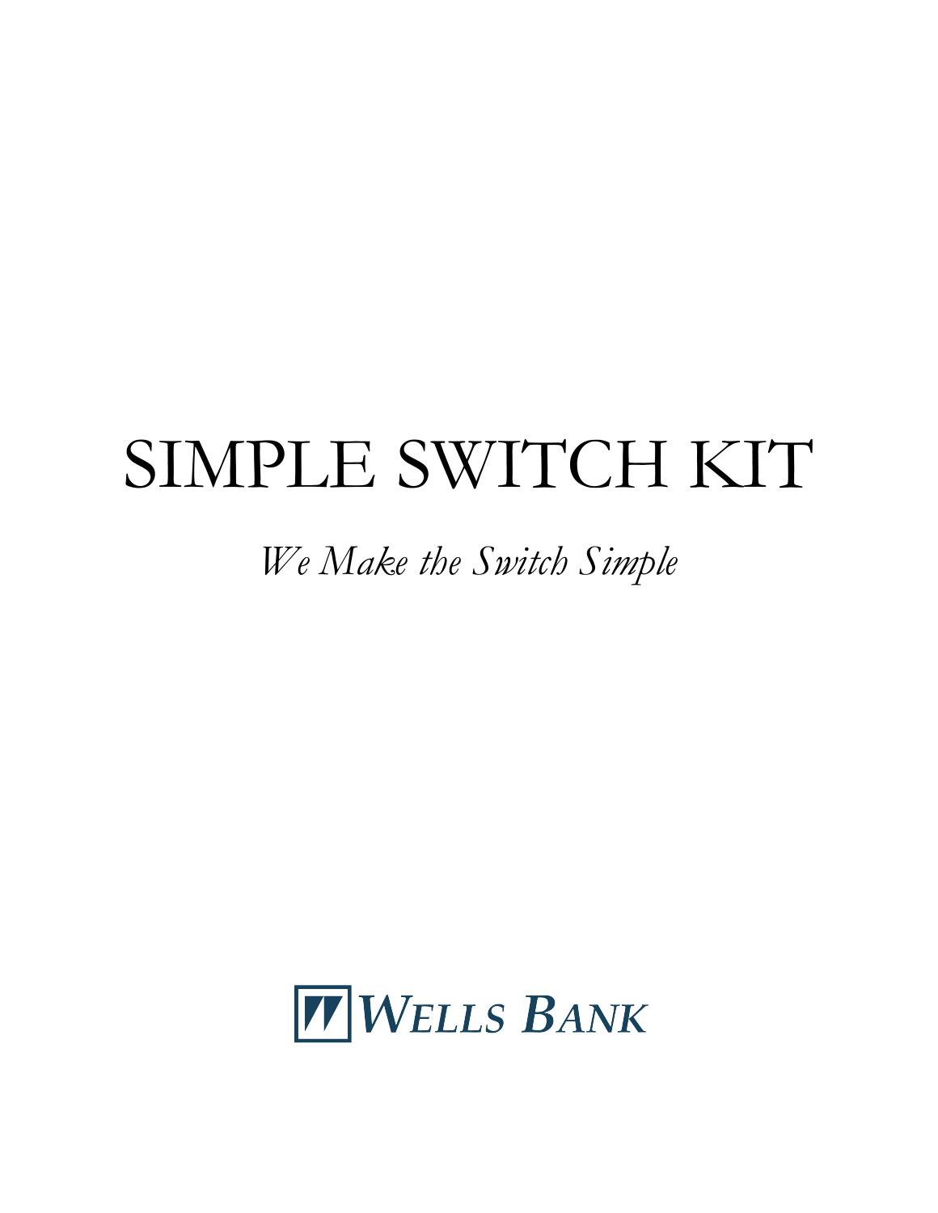# SIMPLE SWITCH KIT

*We Make the Switch Simple*

WELLS BANK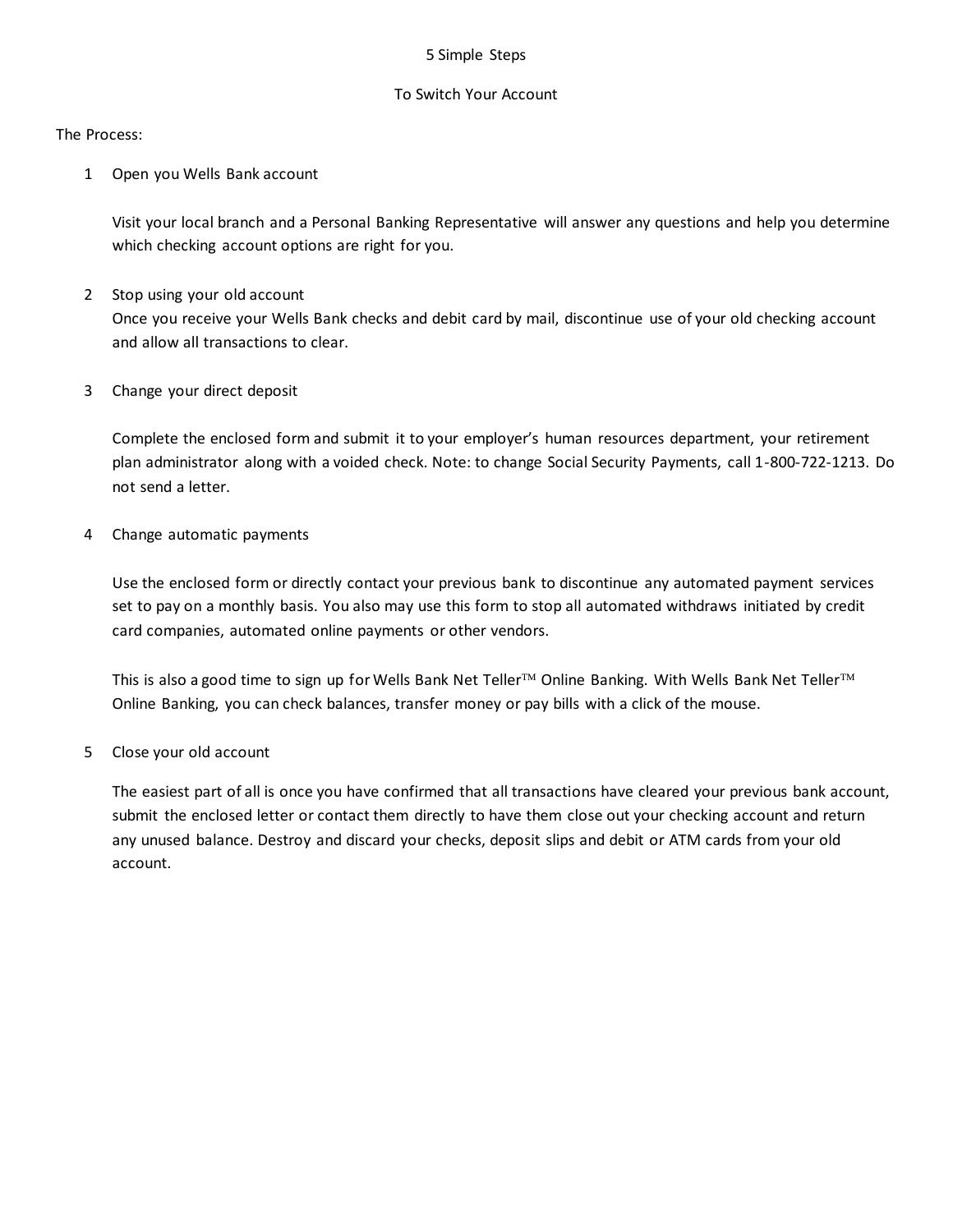# 5 Simple Steps

## To Switch Your Account

The Process:

1. Open you Wells Bank account

   Visit your local branch and a Personal Banking Representative will answer any questions and help you determine which checking account options are right for you.

2. Stop using your old account
   Once you receive your Wells Bank checks and debit card by mail, discontinue use of your old checking account and allow all transactions to clear.

3. Change your direct deposit

   Complete the enclosed form and submit it to your employer's human resources department, your retirement plan administrator along with a voided check. Note: to change Social Security Payments, call 1-800-722-1213. Do not send a letter.

4. Change automatic payments

   Use the enclosed form or directly contact your previous bank to discontinue any automated payment services set to pay on a monthly basis. You also may use this form to stop all automated withdraws initiated by credit card companies, automated online payments or other vendors.

   This is also a good time to sign up for Wells Bank Net Teller™ Online Banking. With Wells Bank Net Teller™ Online Banking, you can check balances, transfer money or pay bills with a click of the mouse.

5. Close your old account

   The easiest part of all is once you have confirmed that all transactions have cleared your previous bank account, submit the enclosed letter or contact them directly to have them close out your checking account and return any unused balance. Destroy and discard your checks, deposit slips and debit or ATM cards from your old account.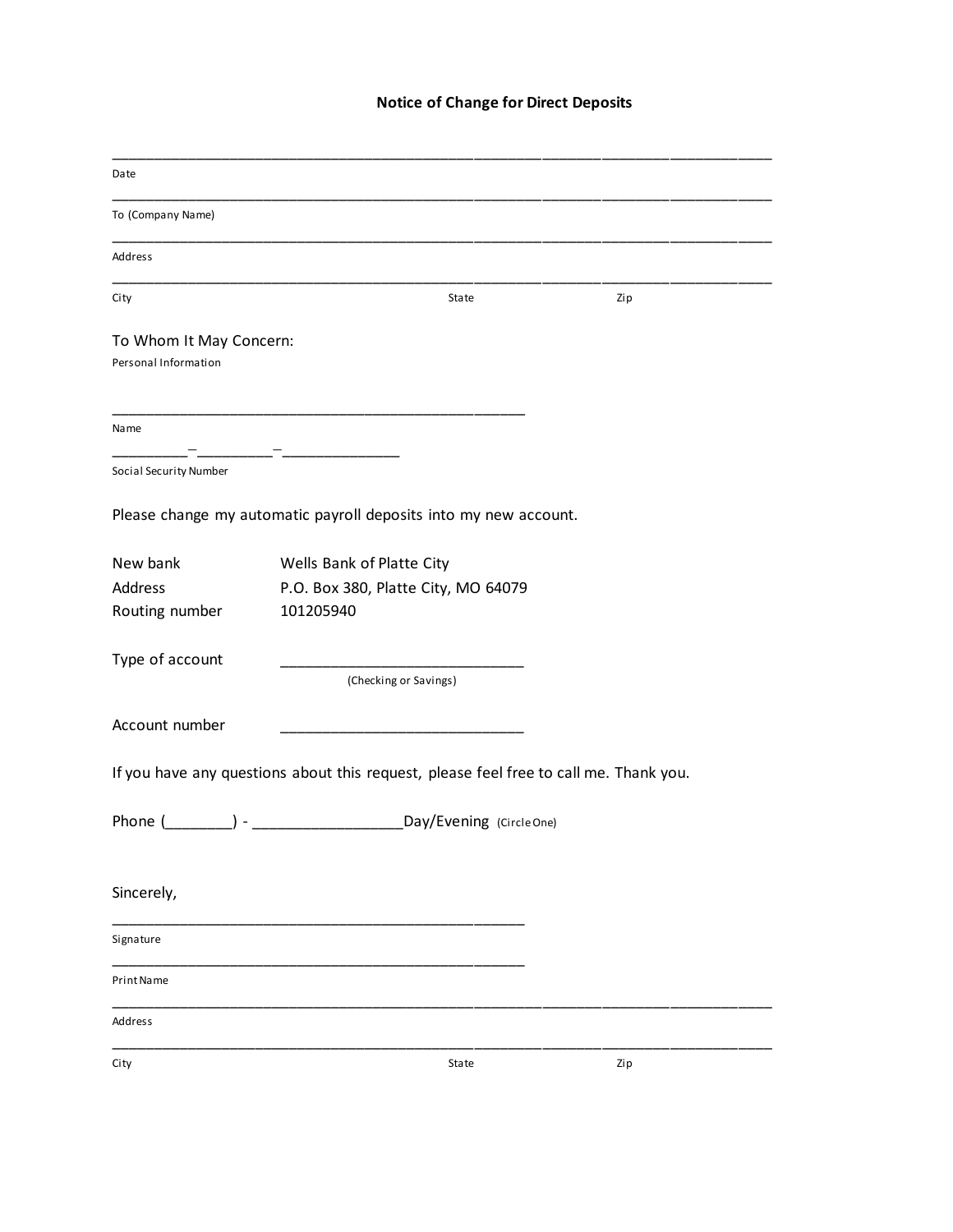# Notice of Change for Direct Deposits

______________________________________________________________________________
Date

______________________________________________________________________________
To (Company Name)

______________________________________________________________________________
Address

______________________________________________________________________________
City State Zip

To Whom It May Concern:

Personal Information

_______________________________________________
Name

__________–__________–_______________
Social Security Number

Please change my automatic payroll deposits into my new account.

New bank Wells Bank of Platte City

Address P.O. Box 380, Platte City, MO 64079

Routing number 101205940

Type of account ____________________________
(Checking or Savings)

Account number ____________________________

If you have any questions about this request, please feel free to call me. Thank you.

Phone (________) - _________________Day/Evening (Circle One)

Sincerely,

_______________________________________________
Signature

_______________________________________________
Print Name

______________________________________________________________________________
Address

______________________________________________________________________________
City State Zip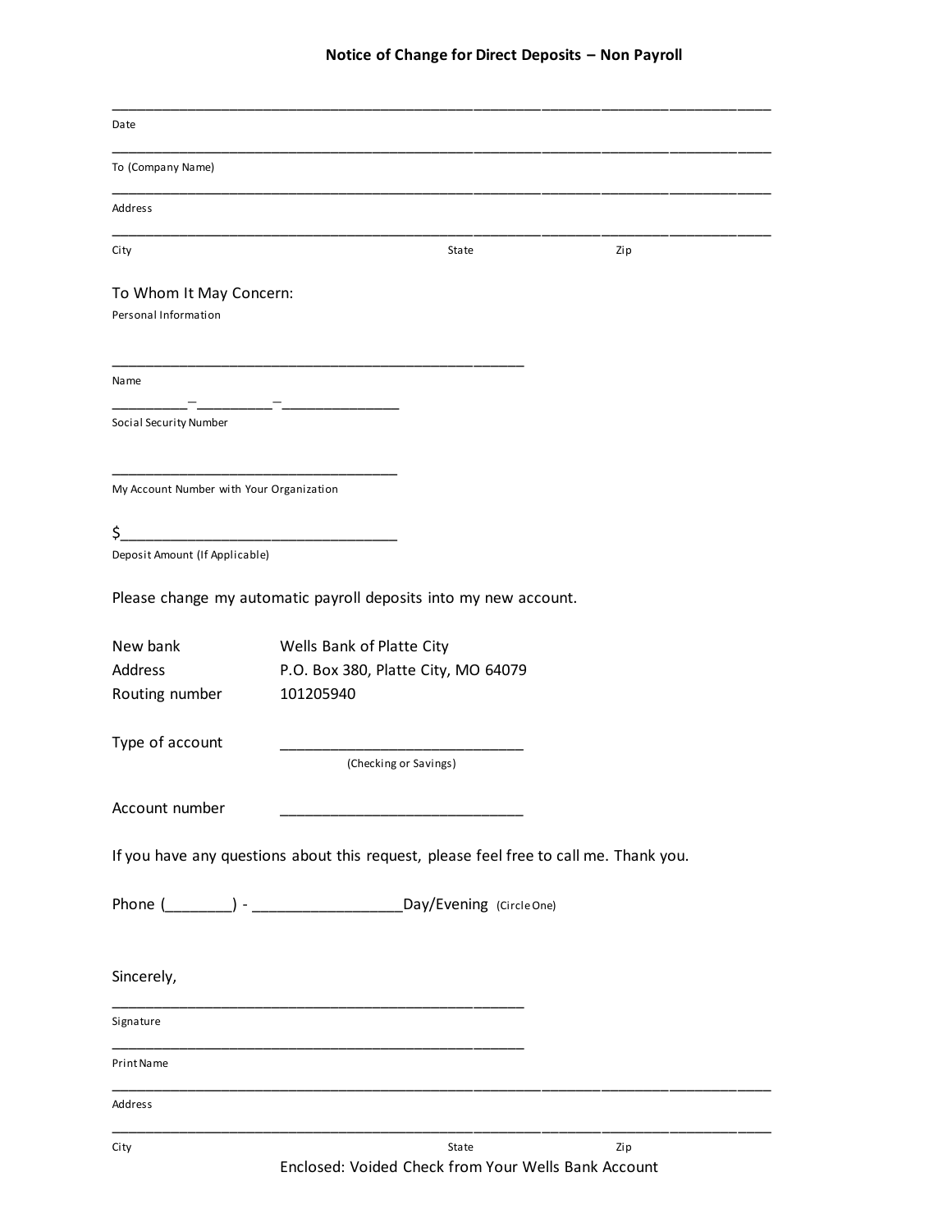## Notice of Change for Direct Deposits – Non Payroll

______________________________________________________________________________
Date

______________________________________________________________________________
To (Company Name)

______________________________________________________________________________
Address

______________________________________________________________________________
City State Zip

To Whom It May Concern:

Personal Information

_____________________________________________
Name

_________-_________-______________
Social Security Number

_______________________________
My Account Number with Your Organization

$_____________________________
Deposit Amount (If Applicable)

Please change my automatic payroll deposits into my new account.

| | |
|---|---|
| New bank | Wells Bank of Platte City |
| Address | P.O. Box 380, Platte City, MO 64079 |
| Routing number | 101205940 |

Type of account __________________________
(Checking or Savings)

Account number __________________________

If you have any questions about this request, please feel free to call me. Thank you.

Phone (_______) - ________________Day/Evening (Circle One)

Sincerely,

_____________________________________________
Signature

_____________________________________________
Print Name

______________________________________________________________________________
Address

______________________________________________________________________________
City State Zip

Enclosed: Voided Check from Your Wells Bank Account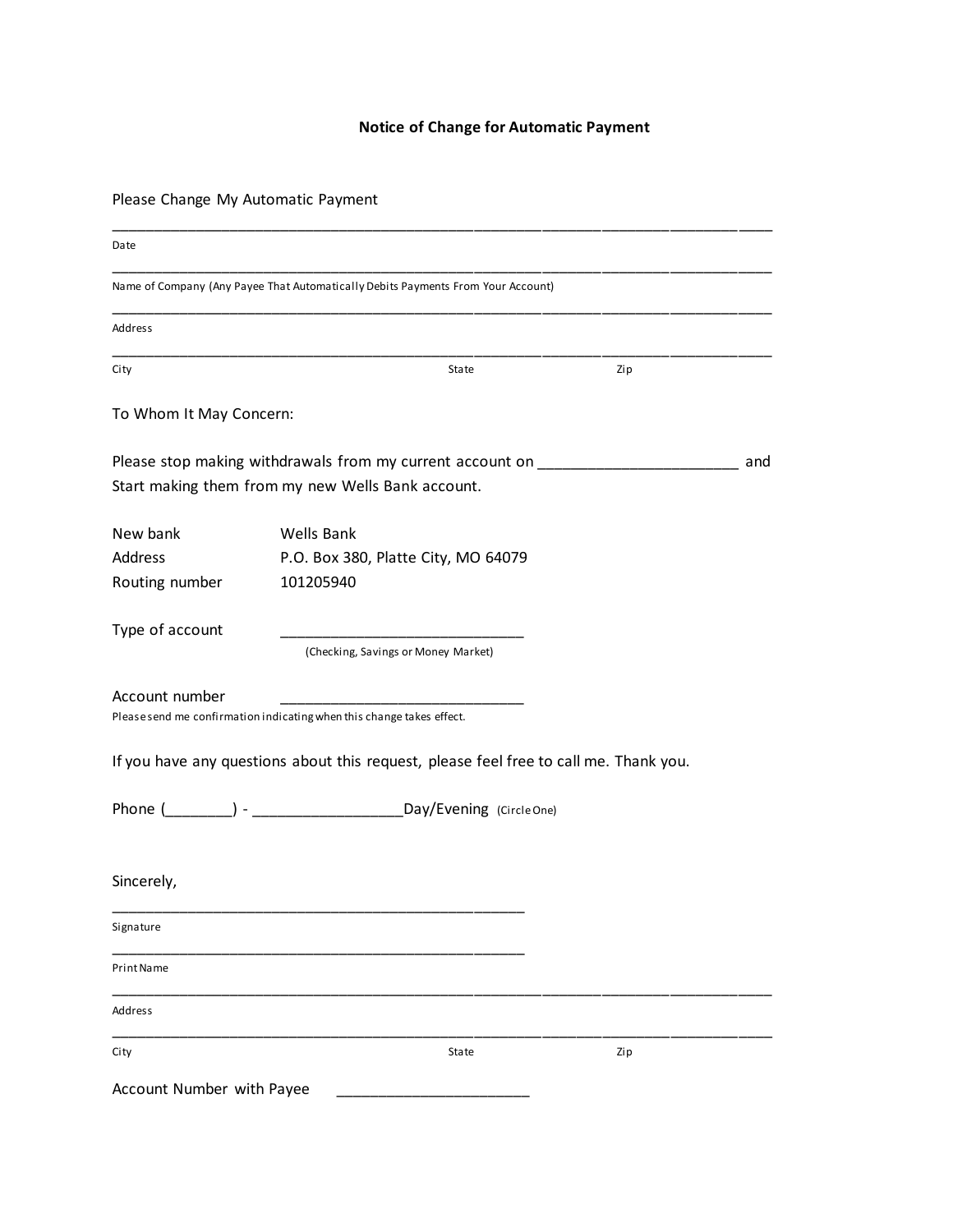# Notice of Change for Automatic Payment

Please Change My Automatic Payment

_______________________________________________________________________________

Date

_______________________________________________________________________________

Name of Company (Any Payee That Automatically Debits Payments From Your Account)

_______________________________________________________________________________

Address

_______________________________________________________________________________

City State Zip

To Whom It May Concern:

Please stop making withdrawals from my current account on _______________________ and Start making them from my new Wells Bank account.

New bank Wells Bank

Address P.O. Box 380, Platte City, MO 64079

Routing number 101205940

Type of account ____________________________

(Checking, Savings or Money Market)

Account number ____________________________

Please send me confirmation indicating when this change takes effect.

If you have any questions about this request, please feel free to call me. Thank you.

Phone (________) - _________________Day/Evening (Circle One)

Sincerely,

_________________________________________________

Signature

_________________________________________________

Print Name

_______________________________________________________________________________

Address

_______________________________________________________________________________

City State Zip

Account Number with Payee ______________________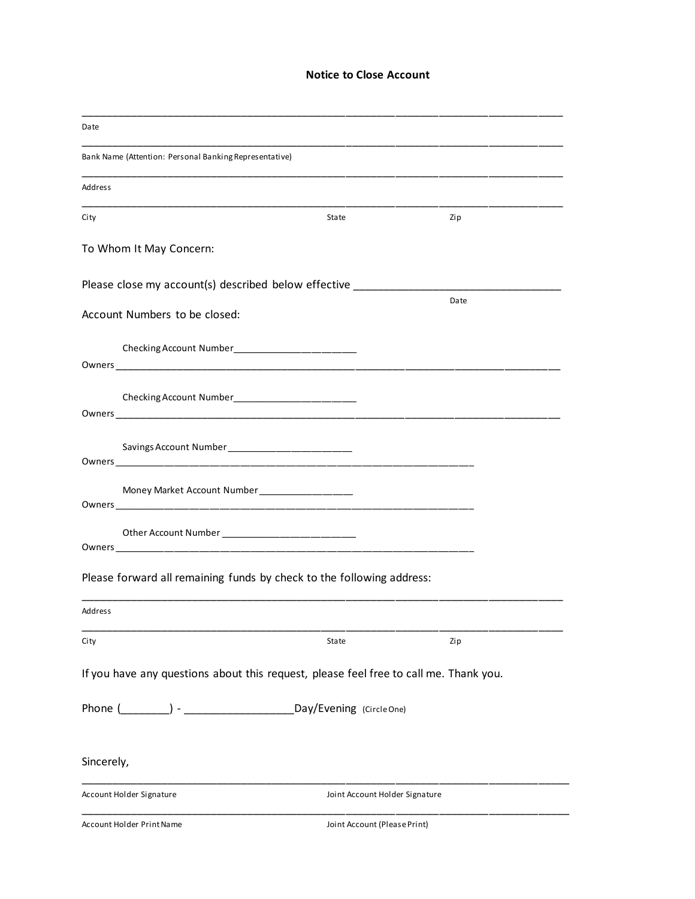# Notice to Close Account

\_\_\_\_\_\_\_\_\_\_\_\_\_\_\_\_\_\_\_\_\_\_\_\_\_\_\_\_\_\_\_\_\_\_\_\_\_\_\_\_\_\_\_\_\_\_\_\_\_\_\_\_\_\_\_\_\_\_\_\_\_\_\_\_\_\_\_\_\_\_\_\_\_\_\_\_

Date

\_\_\_\_\_\_\_\_\_\_\_\_\_\_\_\_\_\_\_\_\_\_\_\_\_\_\_\_\_\_\_\_\_\_\_\_\_\_\_\_\_\_\_\_\_\_\_\_\_\_\_\_\_\_\_\_\_\_\_\_\_\_\_\_\_\_\_\_\_\_\_\_\_\_\_\_

Bank Name (Attention: Personal Banking Representative)

\_\_\_\_\_\_\_\_\_\_\_\_\_\_\_\_\_\_\_\_\_\_\_\_\_\_\_\_\_\_\_\_\_\_\_\_\_\_\_\_\_\_\_\_\_\_\_\_\_\_\_\_\_\_\_\_\_\_\_\_\_\_\_\_\_\_\_\_\_\_\_\_\_\_\_\_

Address

\_\_\_\_\_\_\_\_\_\_\_\_\_\_\_\_\_\_\_\_\_\_\_\_\_\_\_\_\_\_\_\_\_\_\_\_\_\_\_\_\_\_\_\_\_\_\_\_\_\_\_\_\_\_\_\_\_\_\_\_\_\_\_\_\_\_\_\_\_\_\_\_\_\_\_\_

City State Zip

To Whom It May Concern:

Please close my account(s) described below effective \_\_\_\_\_\_\_\_\_\_\_\_\_\_\_\_\_\_\_\_\_\_\_\_\_\_\_\_\_\_\_\_

Date

Account Numbers to be closed:

Checking Account Number\_\_\_\_\_\_\_\_\_\_\_\_\_\_\_\_\_\_\_\_\_\_\_

Owners \_\_\_\_\_\_\_\_\_\_\_\_\_\_\_\_\_\_\_\_\_\_\_\_\_\_\_\_\_\_\_\_\_\_\_\_\_\_\_\_\_\_\_\_\_\_\_\_\_\_\_\_\_\_\_\_\_\_\_\_\_\_\_\_\_\_\_\_\_\_\_\_\_

Checking Account Number\_\_\_\_\_\_\_\_\_\_\_\_\_\_\_\_\_\_\_\_\_\_\_

Owners \_\_\_\_\_\_\_\_\_\_\_\_\_\_\_\_\_\_\_\_\_\_\_\_\_\_\_\_\_\_\_\_\_\_\_\_\_\_\_\_\_\_\_\_\_\_\_\_\_\_\_\_\_\_\_\_\_\_\_\_\_\_\_\_\_\_\_\_\_\_\_\_\_

Savings Account Number \_\_\_\_\_\_\_\_\_\_\_\_\_\_\_\_\_\_\_\_\_\_\_

Owners \_\_\_\_\_\_\_\_\_\_\_\_\_\_\_\_\_\_\_\_\_\_\_\_\_\_\_\_\_\_\_\_\_\_\_\_\_\_\_\_\_\_\_\_\_\_\_\_\_\_\_\_\_\_\_\_\_\_\_\_\_\_\_

Money Market Account Number \_\_\_\_\_\_\_\_\_\_\_\_\_\_\_\_\_\_

Owners \_\_\_\_\_\_\_\_\_\_\_\_\_\_\_\_\_\_\_\_\_\_\_\_\_\_\_\_\_\_\_\_\_\_\_\_\_\_\_\_\_\_\_\_\_\_\_\_\_\_\_\_\_\_\_\_\_\_\_\_\_\_\_

Other Account Number \_\_\_\_\_\_\_\_\_\_\_\_\_\_\_\_\_\_\_\_\_\_\_\_\_

Owners \_\_\_\_\_\_\_\_\_\_\_\_\_\_\_\_\_\_\_\_\_\_\_\_\_\_\_\_\_\_\_\_\_\_\_\_\_\_\_\_\_\_\_\_\_\_\_\_\_\_\_\_\_\_\_\_\_\_\_\_\_\_\_

Please forward all remaining funds by check to the following address:

\_\_\_\_\_\_\_\_\_\_\_\_\_\_\_\_\_\_\_\_\_\_\_\_\_\_\_\_\_\_\_\_\_\_\_\_\_\_\_\_\_\_\_\_\_\_\_\_\_\_\_\_\_\_\_\_\_\_\_\_\_\_\_\_\_\_\_\_\_\_\_\_\_\_\_\_

Address

\_\_\_\_\_\_\_\_\_\_\_\_\_\_\_\_\_\_\_\_\_\_\_\_\_\_\_\_\_\_\_\_\_\_\_\_\_\_\_\_\_\_\_\_\_\_\_\_\_\_\_\_\_\_\_\_\_\_\_\_\_\_\_\_\_\_\_\_\_\_\_\_\_\_\_\_

City State Zip

If you have any questions about this request, please feel free to call me. Thank you.

Phone (\_\_\_\_\_\_\_\_) - \_\_\_\_\_\_\_\_\_\_\_\_\_\_\_\_\_\_Day/Evening (Circle One)

Sincerely,

\_\_\_\_\_\_\_\_\_\_\_\_\_\_\_\_\_\_\_\_\_\_\_\_\_\_\_\_\_\_\_\_\_\_\_\_\_\_\_\_\_\_\_\_\_\_\_\_\_\_\_\_\_\_\_\_\_\_\_\_\_\_\_\_\_\_\_\_\_\_\_\_\_\_\_\_

Account Holder Signature Joint Account Holder Signature

\_\_\_\_\_\_\_\_\_\_\_\_\_\_\_\_\_\_\_\_\_\_\_\_\_\_\_\_\_\_\_\_\_\_\_\_\_\_\_\_\_\_\_\_\_\_\_\_\_\_\_\_\_\_\_\_\_\_\_\_\_\_\_\_\_\_\_\_\_\_\_\_\_\_\_\_

Account Holder Print Name Joint Account (Please Print)